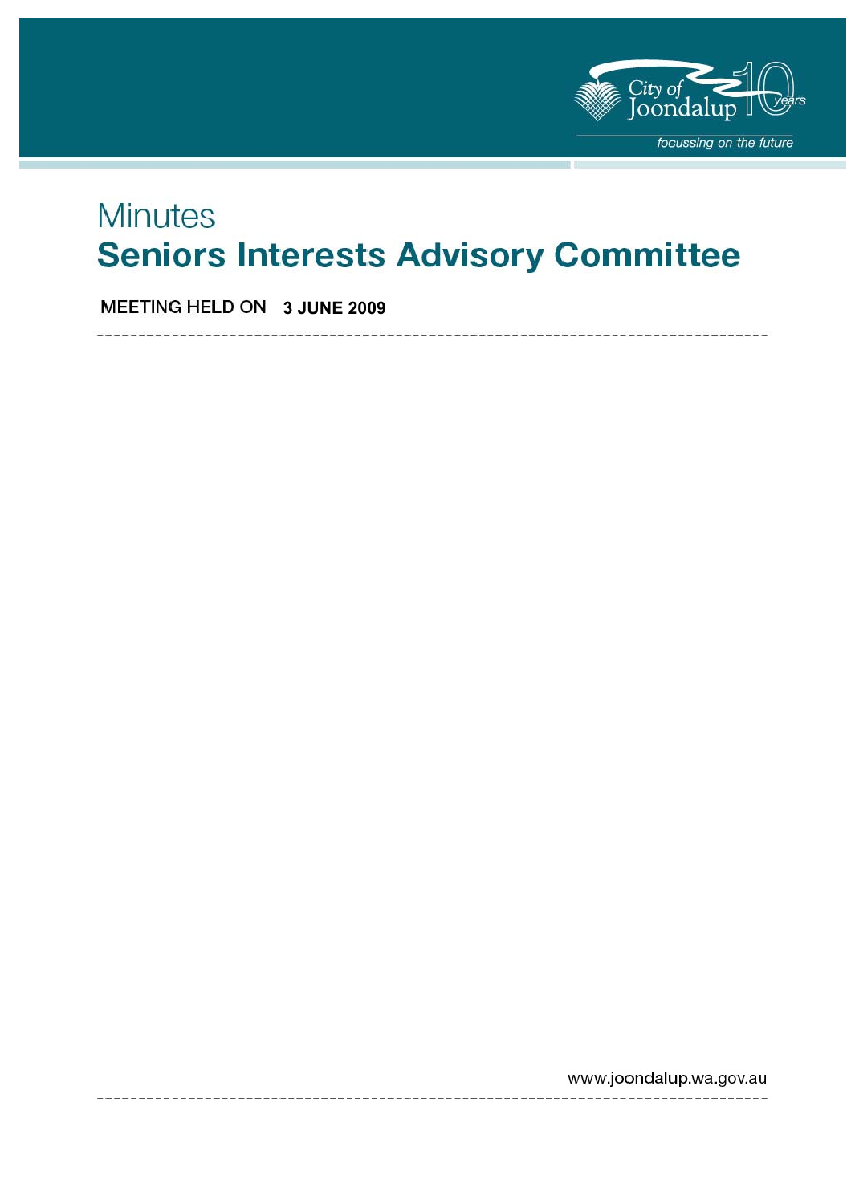City of Joondalup 10 years

*focussing on the future*

# Minutes

# Seniors Interests Advisory Committee

MEETING HELD ON **3 JUNE 2009**

www.joondalup.wa.gov.au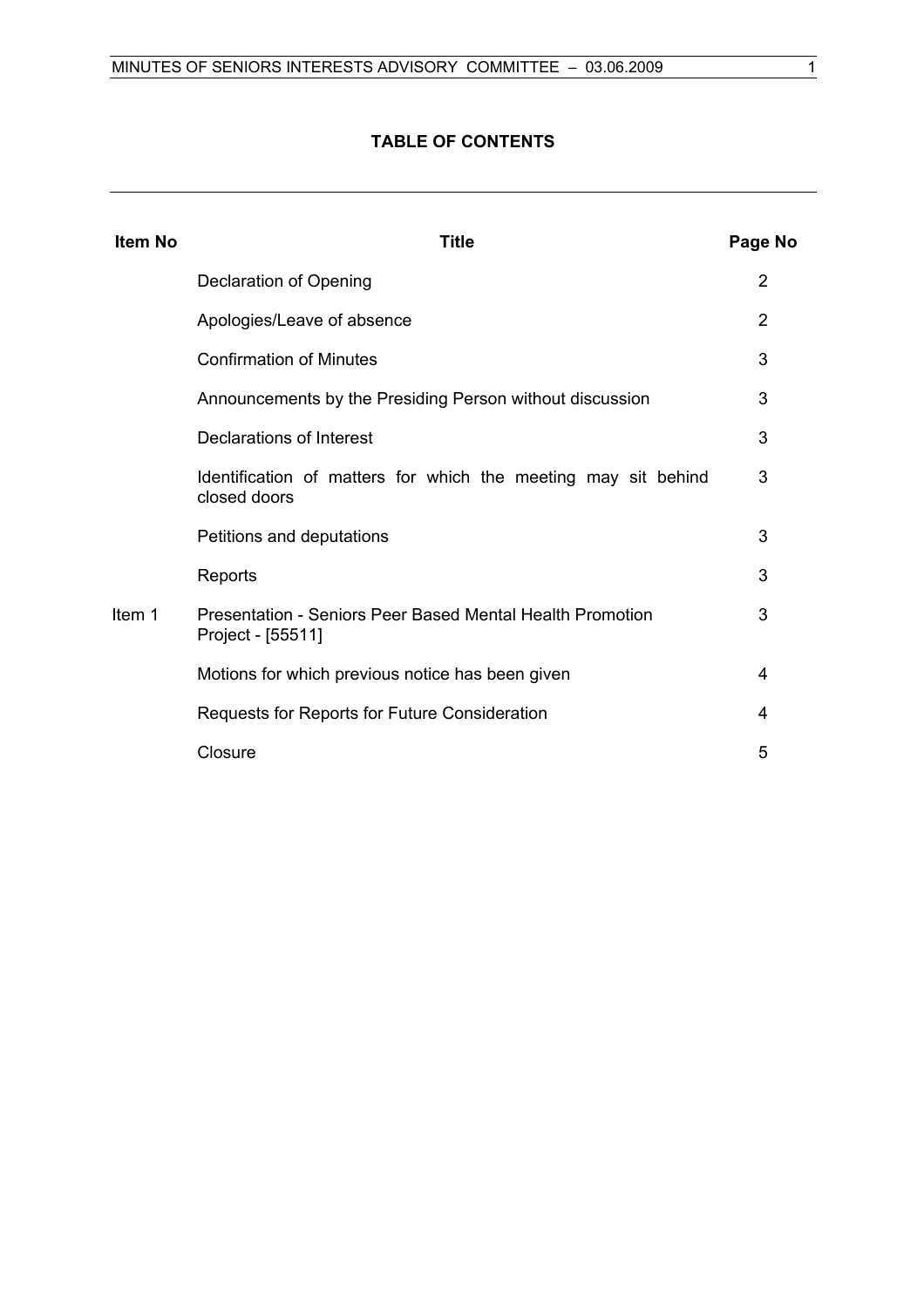## TABLE OF CONTENTS

| Item No | Title | Page No |
|---|---|---|
| | Declaration of Opening | 2 |
| | Apologies/Leave of absence | 2 |
| | Confirmation of Minutes | 3 |
| | Announcements by the Presiding Person without discussion | 3 |
| | Declarations of Interest | 3 |
| | Identification of matters for which the meeting may sit behind closed doors | 3 |
| | Petitions and deputations | 3 |
| | Reports | 3 |
| Item 1 | Presentation - Seniors Peer Based Mental Health Promotion Project - [55511] | 3 |
| | Motions for which previous notice has been given | 4 |
| | Requests for Reports for Future Consideration | 4 |
| | Closure | 5 |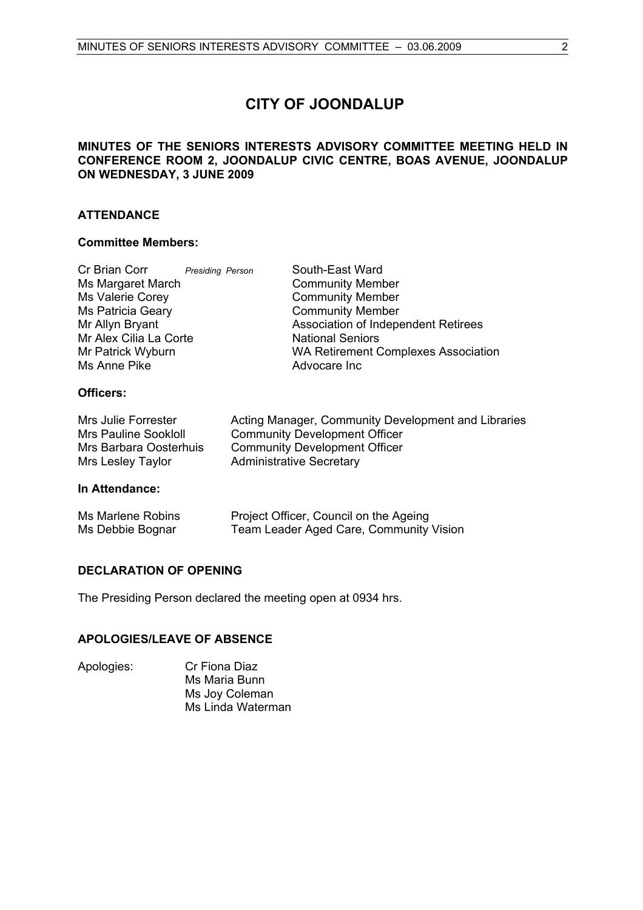# CITY OF JOONDALUP

**MINUTES OF THE SENIORS INTERESTS ADVISORY COMMITTEE MEETING HELD IN CONFERENCE ROOM 2, JOONDALUP CIVIC CENTRE, BOAS AVENUE, JOONDALUP ON WEDNESDAY, 3 JUNE 2009**

## ATTENDANCE

### Committee Members:

| | | |
|---|---|---|
| Cr Brian Corr | *Presiding Person* | South-East Ward |
| Ms Margaret March | | Community Member |
| Ms Valerie Corey | | Community Member |
| Ms Patricia Geary | | Community Member |
| Mr Allyn Bryant | | Association of Independent Retirees |
| Mr Alex Cilia La Corte | | National Seniors |
| Mr Patrick Wyburn | | WA Retirement Complexes Association |
| Ms Anne Pike | | Advocare Inc |

### Officers:

| | |
|---|---|
| Mrs Julie Forrester | Acting Manager, Community Development and Libraries |
| Mrs Pauline Sookloll | Community Development Officer |
| Mrs Barbara Oosterhuis | Community Development Officer |
| Mrs Lesley Taylor | Administrative Secretary |

### In Attendance:

| | |
|---|---|
| Ms Marlene Robins | Project Officer, Council on the Ageing |
| Ms Debbie Bognar | Team Leader Aged Care, Community Vision |

## DECLARATION OF OPENING

The Presiding Person declared the meeting open at 0934 hrs.

## APOLOGIES/LEAVE OF ABSENCE

Apologies:
- Cr Fiona Diaz
- Ms Maria Bunn
- Ms Joy Coleman
- Ms Linda Waterman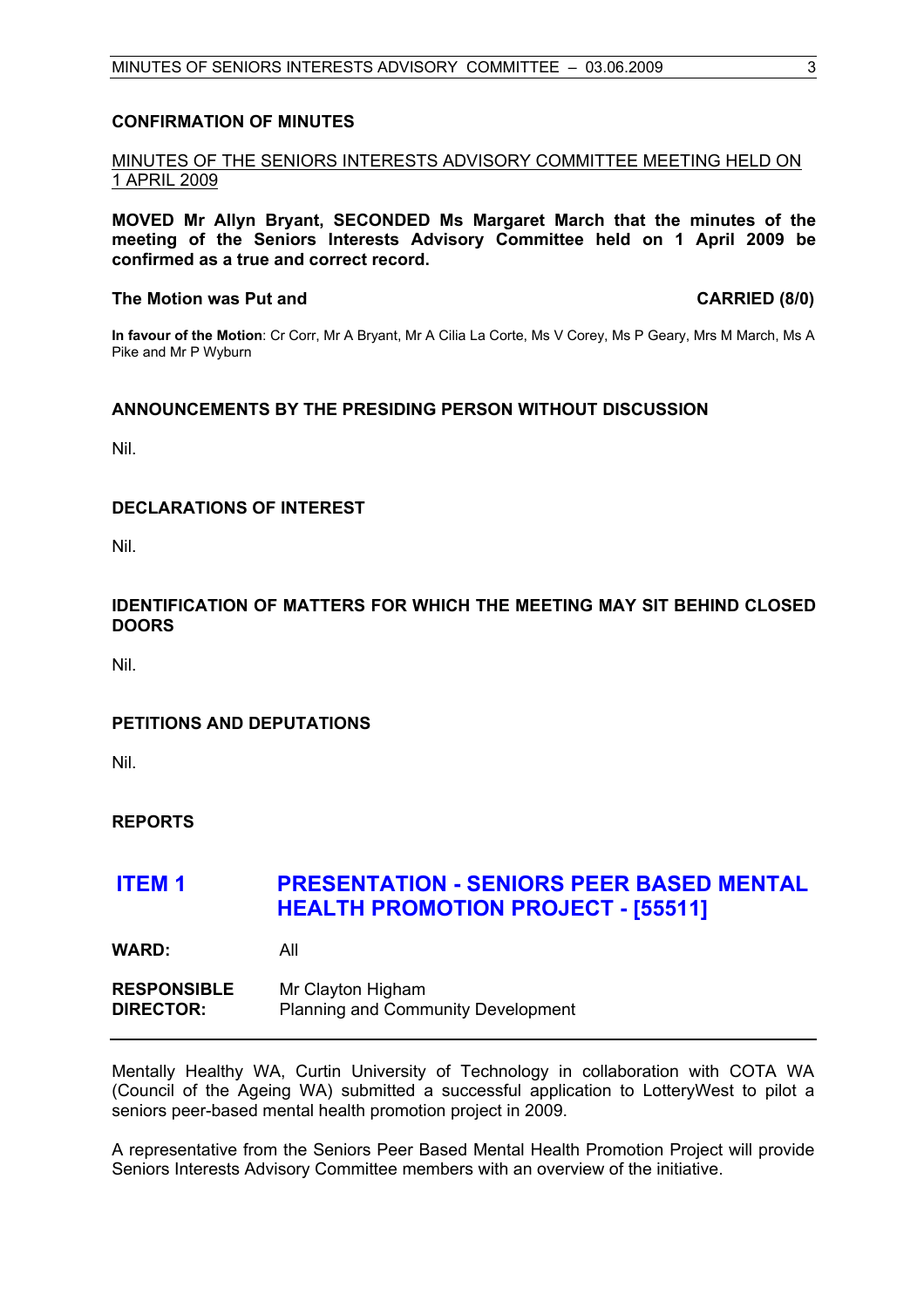## CONFIRMATION OF MINUTES

MINUTES OF THE SENIORS INTERESTS ADVISORY COMMITTEE MEETING HELD ON 1 APRIL 2009

**MOVED Mr Allyn Bryant, SECONDED Ms Margaret March that the minutes of the meeting of the Seniors Interests Advisory Committee held on 1 April 2009 be confirmed as a true and correct record.**

**The Motion was Put and CARRIED (8/0)**

**In favour of the Motion**: Cr Corr, Mr A Bryant, Mr A Cilia La Corte, Ms V Corey, Ms P Geary, Mrs M March, Ms A Pike and Mr P Wyburn

## ANNOUNCEMENTS BY THE PRESIDING PERSON WITHOUT DISCUSSION

Nil.

## DECLARATIONS OF INTEREST

Nil.

## IDENTIFICATION OF MATTERS FOR WHICH THE MEETING MAY SIT BEHIND CLOSED DOORS

Nil.

## PETITIONS AND DEPUTATIONS

Nil.

## REPORTS

## ITEM 1 PRESENTATION - SENIORS PEER BASED MENTAL HEALTH PROMOTION PROJECT - [55511]

**WARD:** All

**RESPONSIBLE DIRECTOR:** Mr Clayton Higham, Planning and Community Development

Mentally Healthy WA, Curtin University of Technology in collaboration with COTA WA (Council of the Ageing WA) submitted a successful application to LotteryWest to pilot a seniors peer-based mental health promotion project in 2009.

A representative from the Seniors Peer Based Mental Health Promotion Project will provide Seniors Interests Advisory Committee members with an overview of the initiative.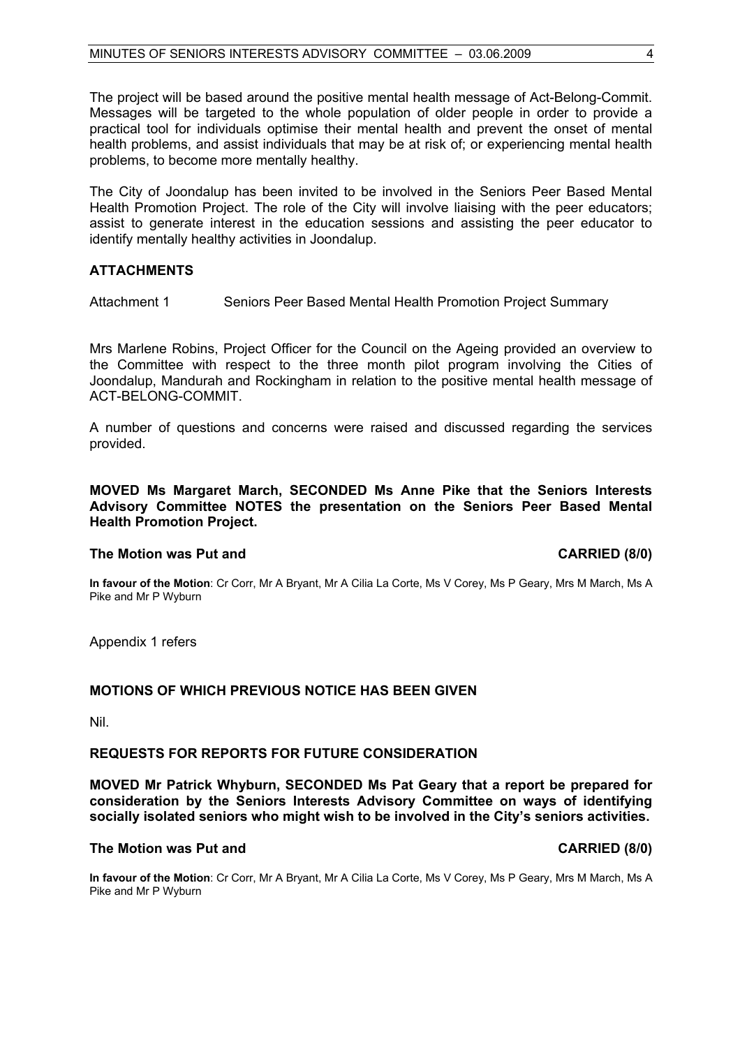The project will be based around the positive mental health message of Act-Belong-Commit. Messages will be targeted to the whole population of older people in order to provide a practical tool for individuals optimise their mental health and prevent the onset of mental health problems, and assist individuals that may be at risk of; or experiencing mental health problems, to become more mentally healthy.

The City of Joondalup has been invited to be involved in the Seniors Peer Based Mental Health Promotion Project. The role of the City will involve liaising with the peer educators; assist to generate interest in the education sessions and assisting the peer educator to identify mentally healthy activities in Joondalup.

## ATTACHMENTS

Attachment 1 Seniors Peer Based Mental Health Promotion Project Summary

Mrs Marlene Robins, Project Officer for the Council on the Ageing provided an overview to the Committee with respect to the three month pilot program involving the Cities of Joondalup, Mandurah and Rockingham in relation to the positive mental health message of ACT-BELONG-COMMIT.

A number of questions and concerns were raised and discussed regarding the services provided.

**MOVED Ms Margaret March, SECONDED Ms Anne Pike that the Seniors Interests Advisory Committee NOTES the presentation on the Seniors Peer Based Mental Health Promotion Project.**

**The Motion was Put and CARRIED (8/0)**

**In favour of the Motion**: Cr Corr, Mr A Bryant, Mr A Cilia La Corte, Ms V Corey, Ms P Geary, Mrs M March, Ms A Pike and Mr P Wyburn

Appendix 1 refers

## MOTIONS OF WHICH PREVIOUS NOTICE HAS BEEN GIVEN

Nil.

## REQUESTS FOR REPORTS FOR FUTURE CONSIDERATION

**MOVED Mr Patrick Whyburn, SECONDED Ms Pat Geary that a report be prepared for consideration by the Seniors Interests Advisory Committee on ways of identifying socially isolated seniors who might wish to be involved in the City's seniors activities.**

**The Motion was Put and CARRIED (8/0)**

**In favour of the Motion**: Cr Corr, Mr A Bryant, Mr A Cilia La Corte, Ms V Corey, Ms P Geary, Mrs M March, Ms A Pike and Mr P Wyburn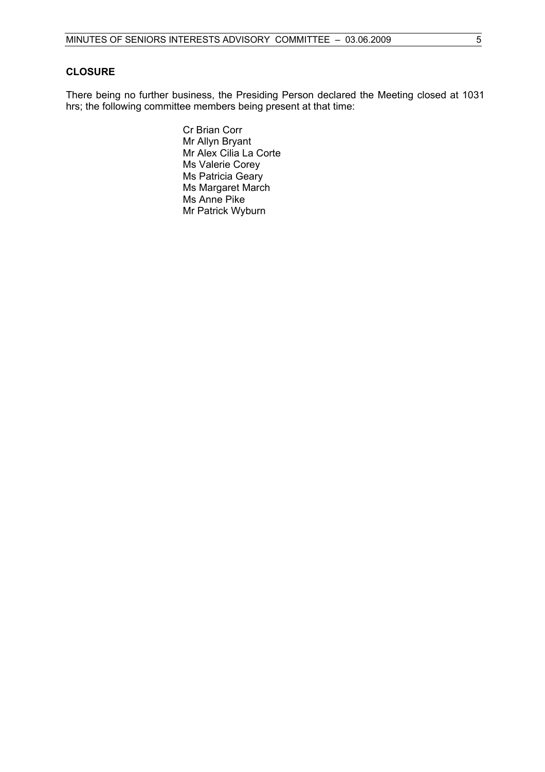## CLOSURE

There being no further business, the Presiding Person declared the Meeting closed at 1031 hrs; the following committee members being present at that time:

Cr Brian Corr
Mr Allyn Bryant
Mr Alex Cilia La Corte
Ms Valerie Corey
Ms Patricia Geary
Ms Margaret March
Ms Anne Pike
Mr Patrick Wyburn